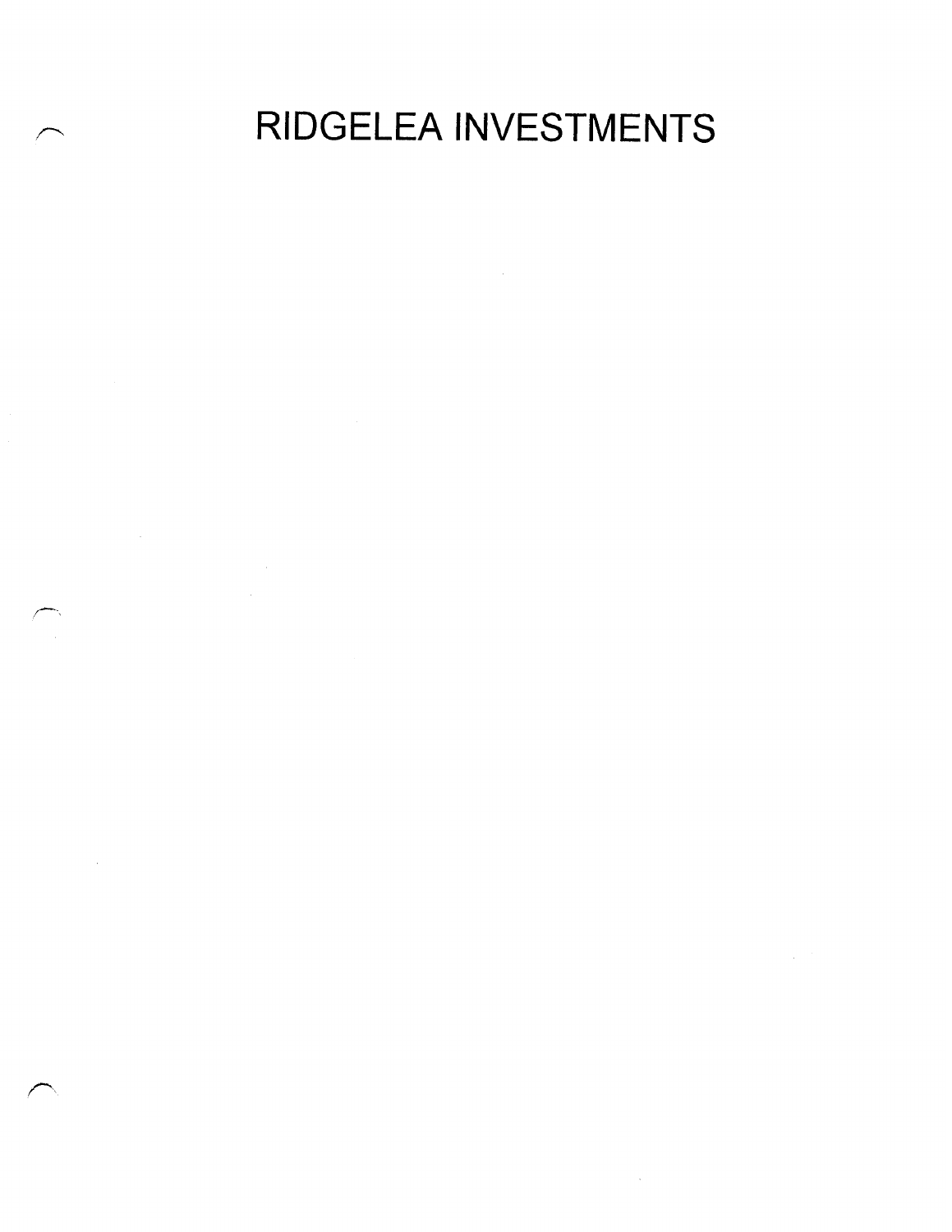# RIDGELEA INVESTMENTS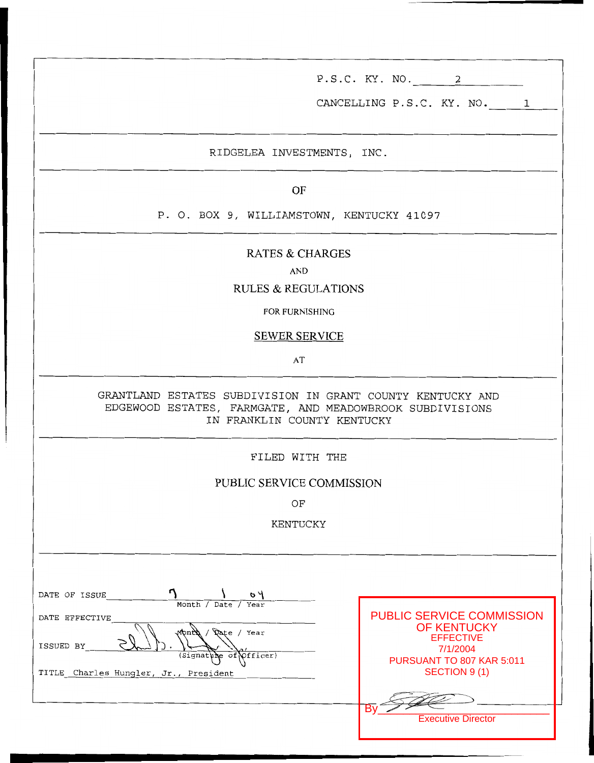P.S.C. KY. NO. 2

CANCELLING P.S.C. KY. NO. 1

---

RIDGELEA INVESTMENTS, INC.

---

OF

P. O. BOX 9, WILLIAMSTOWN, KENTUCKY 41097

---

# RATES & CHARGES

AND

# RULES & REGULATIONS

FOR FURNISHING

**SEWER SERVICE**

AT

---

GRANTLAND ESTATES SUBDIVISION IN GRANT COUNTY KENTUCKY AND EDGEWOOD ESTATES, FARMGATE, AND MEADOWBROOK SUBDIVISIONS IN FRANKLIN COUNTY KENTUCKY

---

FILED WITH THE

PUBLIC SERVICE COMMISSION

OF

KENTUCKY

---

DATE OF ISSUE 7 / 1 / 04
Month / Date / Year

DATE EFFECTIVE ____________
Month / Date / Year

ISSUED BY ____________
(Signature of Officer)

TITLE Charles Hungler, Jr., President

PUBLIC SERVICE COMMISSION OF KENTUCKY
EFFECTIVE
7/1/2004
PURSUANT TO 807 KAR 5:011
SECTION 9 (1)

By ____________
Executive Director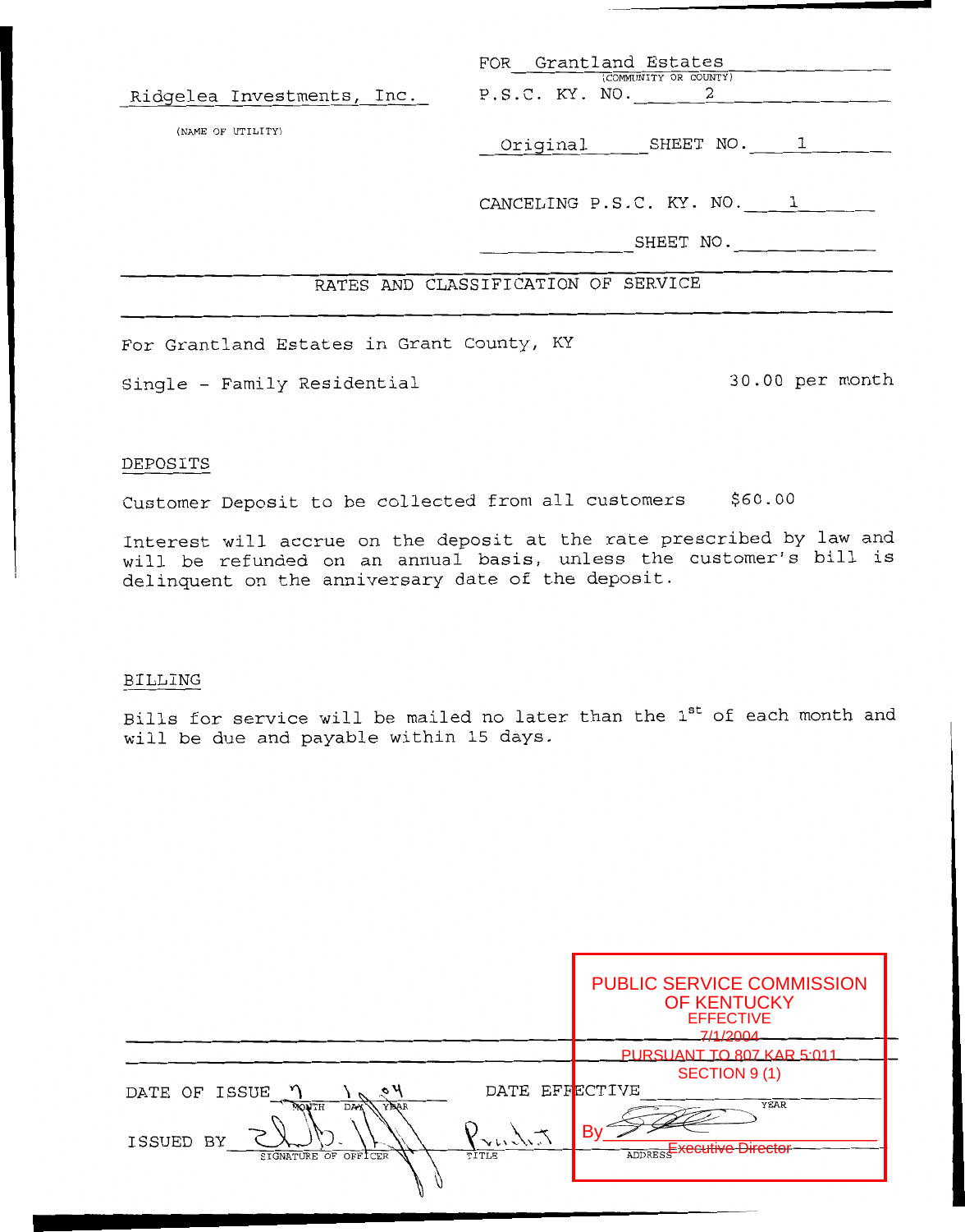Ridgelea Investments, Inc.

(NAME OF UTILITY)

FOR Grantland Estates
(COMMUNITY OR COUNTY)

P.S.C. KY. NO. 2

Original SHEET NO. 1

CANCELING P.S.C. KY. NO. 1

SHEET NO.

## RATES AND CLASSIFICATION OF SERVICE

For Grantland Estates in Grant County, KY

| Single - Family Residential | 30.00 per month |
|---|---|

### DEPOSITS

| Customer Deposit to be collected from all customers | $60.00 |
|---|---|

Interest will accrue on the deposit at the rate prescribed by law and will be refunded on an annual basis, unless the customer's bill is delinquent on the anniversary date of the deposit.

### BILLING

Bills for service will be mailed no later than the 1st of each month and will be due and payable within 15 days.

PUBLIC SERVICE COMMISSION OF KENTUCKY
EFFECTIVE
7/1/2004
PURSUANT TO 807 KAR 5:011
SECTION 9 (1)

By [signature]
Executive Director

DATE OF ISSUE 7 1 04
MONTH DAY YEAR

DATE EFFECTIVE
YEAR

ISSUED BY [signature] President
SIGNATURE OF OFFICER TITLE ADDRESS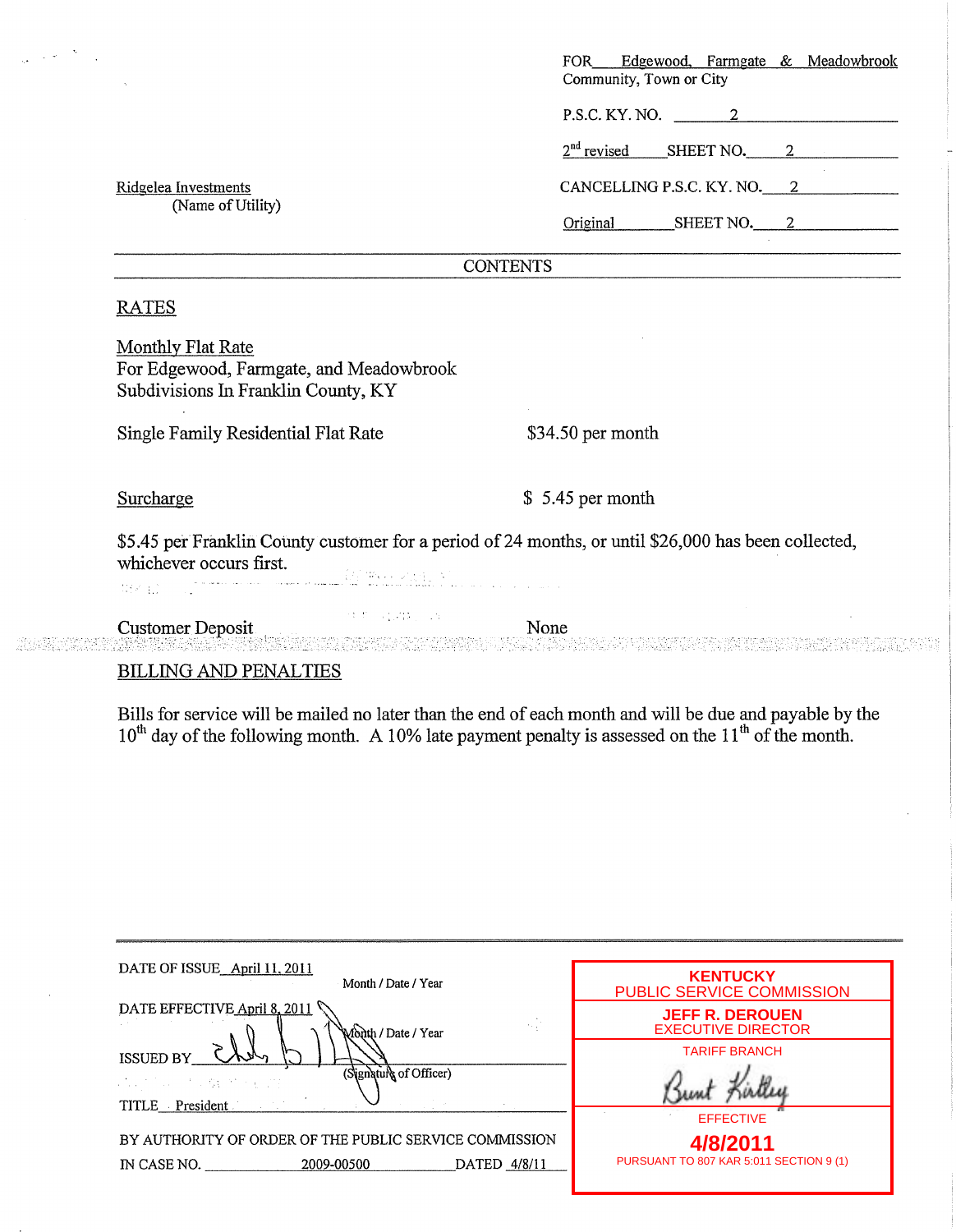FOR Edgewood, Farmgate & Meadowbrook
Community, Town or City

P.S.C. KY. NO. 2

2nd revised SHEET NO. 2

Ridgelea Investments
(Name of Utility)

CANCELLING P.S.C. KY. NO. 2

Original SHEET NO. 2

## CONTENTS

### RATES

Monthly Flat Rate
For Edgewood, Farmgate, and Meadowbrook
Subdivisions In Franklin County, KY

| | |
|---|---|
| Single Family Residential Flat Rate | $34.50 per month |
| Surcharge | $ 5.45 per month |

$5.45 per Franklin County customer for a period of 24 months, or until $26,000 has been collected, whichever occurs first.

| | |
|---|---|
| Customer Deposit | None |

### BILLING AND PENALTIES

Bills for service will be mailed no later than the end of each month and will be due and payable by the 10th day of the following month. A 10% late payment penalty is assessed on the 11th of the month.

DATE OF ISSUE April 11, 2011
Month / Date / Year

DATE EFFECTIVE April 8, 2011
Month / Date / Year

ISSUED BY ___________
(Signature of Officer)

TITLE President

BY AUTHORITY OF ORDER OF THE PUBLIC SERVICE COMMISSION
IN CASE NO. 2009-00500 DATED 4/8/11

**KENTUCKY**
PUBLIC SERVICE COMMISSION

**JEFF R. DEROUEN**
EXECUTIVE DIRECTOR

TARIFF BRANCH

Bunt Kirtley

EFFECTIVE

**4/8/2011**

PURSUANT TO 807 KAR 5:011 SECTION 9 (1)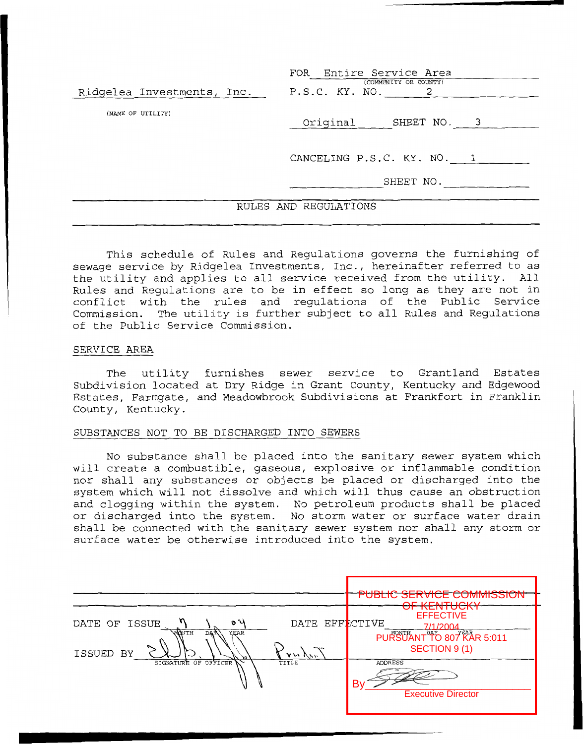FOR Entire Service Area
(COMMUNITY OR COUNTY)

Ridgelea Investments, Inc.
(NAME OF UTILITY)

P.S.C. KY. NO. 2

Original SHEET NO. 3

CANCELING P.S.C. KY. NO. 1

SHEET NO.

## RULES AND REGULATIONS

This schedule of Rules and Regulations governs the furnishing of sewage service by Ridgelea Investments, Inc., hereinafter referred to as the utility and applies to all service received from the utility. All Rules and Regulations are to be in effect so long as they are not in conflict with the rules and regulations of the Public Service Commission. The utility is further subject to all Rules and Regulations of the Public Service Commission.

### SERVICE AREA

The utility furnishes sewer service to Grantland Estates Subdivision located at Dry Ridge in Grant County, Kentucky and Edgewood Estates, Farmgate, and Meadowbrook Subdivisions at Frankfort in Franklin County, Kentucky.

### SUBSTANCES NOT TO BE DISCHARGED INTO SEWERS

No substance shall be placed into the sanitary sewer system which will create a combustible, gaseous, explosive or inflammable condition nor shall any substances or objects be placed or discharged into the system which will not dissolve and which will thus cause an obstruction and clogging within the system. No petroleum products shall be placed or discharged into the system. No storm water or surface water drain shall be connected with the sanitary sewer system nor shall any storm or surface water be otherwise introduced into the system.

DATE OF ISSUE 7 1 04
MONTH DAY YEAR

DATE EFFECTIVE
MONTH DAY YEAR

ISSUED BY [signature] President
SIGNATURE OF OFFICER TITLE ADDRESS

PUBLIC SERVICE COMMISSION OF KENTUCKY
EFFECTIVE
7/1/2004
PURSUANT TO 807 KAR 5:011
SECTION 9 (1)
By [signature]
Executive Director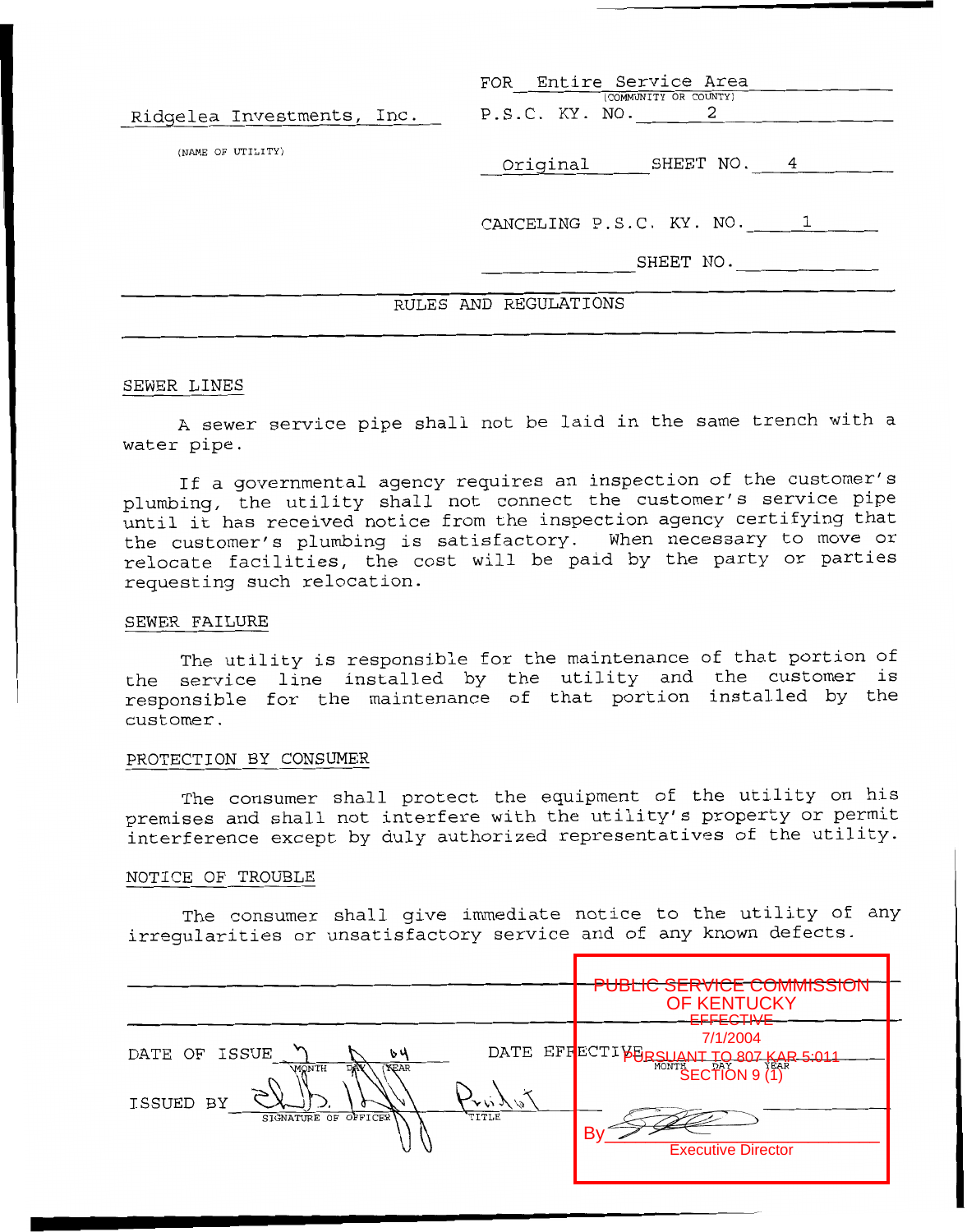FOR Entire Service Area
(COMMUNITY OR COUNTY)

Ridgelea Investments, Inc.
(NAME OF UTILITY)

P.S.C. KY. NO. 2

Original SHEET NO. 4

CANCELING P.S.C. KY. NO. 1

SHEET NO.

RULES AND REGULATIONS

## SEWER LINES

A sewer service pipe shall not be laid in the same trench with a water pipe.

If a governmental agency requires an inspection of the customer's plumbing, the utility shall not connect the customer's service pipe until it has received notice from the inspection agency certifying that the customer's plumbing is satisfactory. When necessary to move or relocate facilities, the cost will be paid by the party or parties requesting such relocation.

## SEWER FAILURE

The utility is responsible for the maintenance of that portion of the service line installed by the utility and the customer is responsible for the maintenance of that portion installed by the customer.

## PROTECTION BY CONSUMER

The consumer shall protect the equipment of the utility on his premises and shall not interfere with the utility's property or permit interference except by duly authorized representatives of the utility.

## NOTICE OF TROUBLE

The consumer shall give immediate notice to the utility of any irregularities or unsatisfactory service and of any known defects.

DATE OF ISSUE 7 / / 04
MONTH DAY YEAR

DATE EFFECTIVE
MONTH DAY YEAR

ISSUED BY (signature)
SIGNATURE OF OFFICER

President
TITLE

PUBLIC SERVICE COMMISSION
OF KENTUCKY
EFFECTIVE
7/1/2004
PURSUANT TO 807 KAR 5:011
SECTION 9 (1)
By (signature)
Executive Director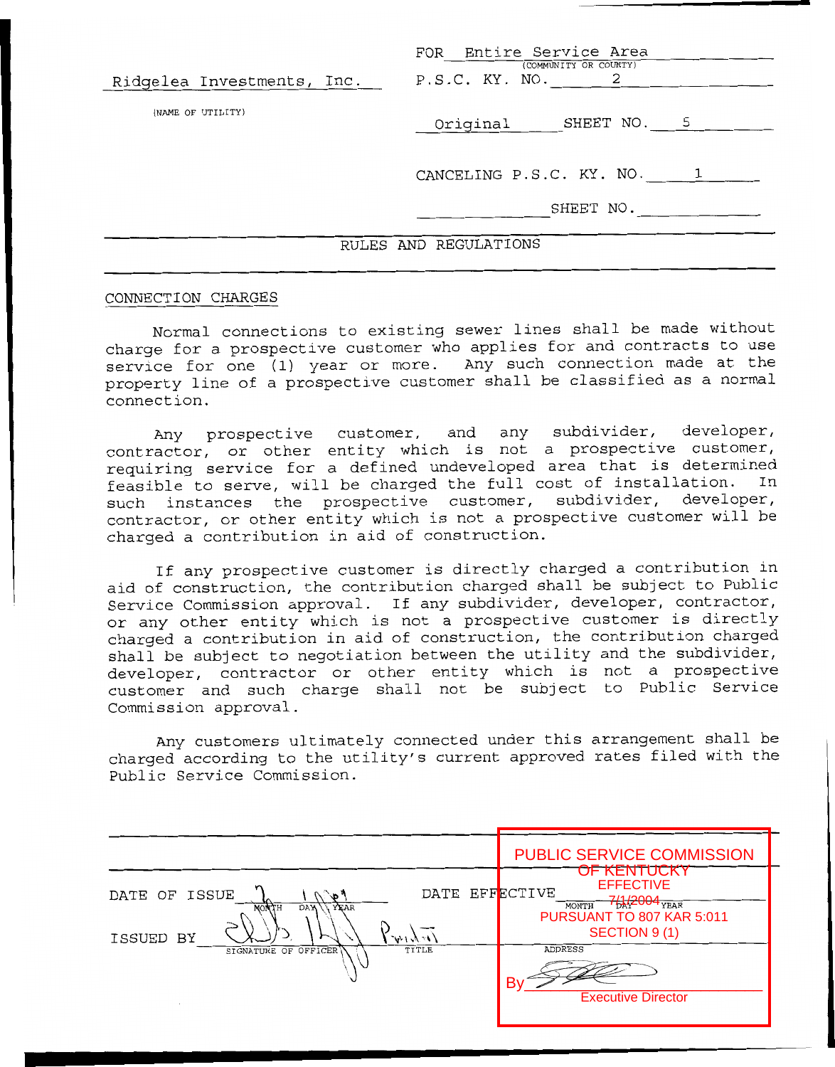| | |
|---|---|
| | FOR Entire Service Area (COMMUNITY OR COUNTY) |
| Ridgelea Investments, Inc. | P.S.C. KY. NO. 2 |
| (NAME OF UTILITY) | Original SHEET NO. 5 |
| | CANCELING P.S.C. KY. NO. 1 |
| | SHEET NO. |

RULES AND REGULATIONS

CONNECTION CHARGES

Normal connections to existing sewer lines shall be made without charge for a prospective customer who applies for and contracts to use service for one (1) year or more. Any such connection made at the property line of a prospective customer shall be classified as a normal connection.

Any prospective customer, and any subdivider, developer, contractor, or other entity which is not a prospective customer, requiring service for a defined undeveloped area that is determined feasible to serve, will be charged the full cost of installation. In such instances the prospective customer, subdivider, developer, contractor, or other entity which is not a prospective customer will be charged a contribution in aid of construction.

If any prospective customer is directly charged a contribution in aid of construction, the contribution charged shall be subject to Public Service Commission approval. If any subdivider, developer, contractor, or any other entity which is not a prospective customer is directly charged a contribution in aid of construction, the contribution charged shall be subject to negotiation between the utility and the subdivider, developer, contractor or other entity which is not a prospective customer and such charge shall not be subject to Public Service Commission approval.

Any customers ultimately connected under this arrangement shall be charged according to the utility's current approved rates filed with the Public Service Commission.

DATE OF ISSUE 7 1 04 (MONTH DAY YEAR)

DATE EFFECTIVE (MONTH DAY YEAR)

ISSUED BY (SIGNATURE OF OFFICER) President (TITLE) (ADDRESS)

PUBLIC SERVICE COMMISSION OF KENTUCKY
EFFECTIVE
7/1/2004
PURSUANT TO 807 KAR 5:011
SECTION 9 (1)
By ______
Executive Director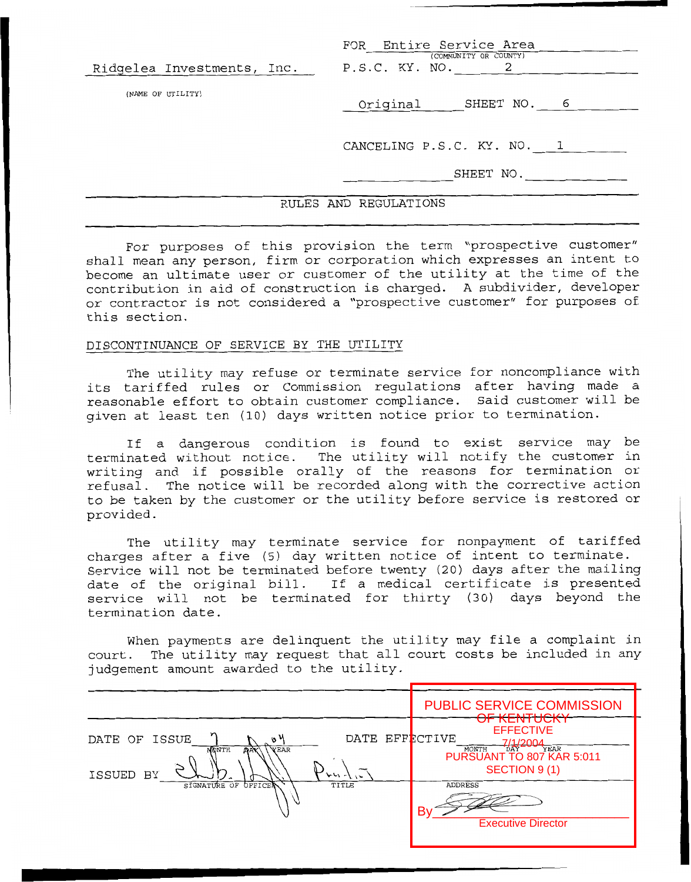Ridgelea Investments, Inc.
(NAME OF UTILITY)

FOR Entire Service Area
(COMMUNITY OR COUNTY)
P.S.C. KY. NO. 2

Original SHEET NO. 6

CANCELING P.S.C. KY. NO. 1

SHEET NO.

RULES AND REGULATIONS

For purposes of this provision the term "prospective customer" shall mean any person, firm or corporation which expresses an intent to become an ultimate user or customer of the utility at the time of the contribution in aid of construction is charged. A subdivider, developer or contractor is not considered a "prospective customer" for purposes of this section.

DISCONTINUANCE OF SERVICE BY THE UTILITY

The utility may refuse or terminate service for noncompliance with its tariffed rules or Commission regulations after having made a reasonable effort to obtain customer compliance. Said customer will be given at least ten (10) days written notice prior to termination.

If a dangerous condition is found to exist service may be terminated without notice. The utility will notify the customer in writing and if possible orally of the reasons for termination or refusal. The notice will be recorded along with the corrective action to be taken by the customer or the utility before service is restored or provided.

The utility may terminate service for nonpayment of tariffed charges after a five (5) day written notice of intent to terminate. Service will not be terminated before twenty (20) days after the mailing date of the original bill. If a medical certificate is presented service will not be terminated for thirty (30) days beyond the termination date.

When payments are delinquent the utility may file a complaint in court. The utility may request that all court costs be included in any judgement amount awarded to the utility.

DATE OF ISSUE 7 / 04 (MONTH DAY YEAR)

DATE EFFECTIVE (MONTH DAY YEAR)

ISSUED BY (SIGNATURE OF OFFICER) TITLE ADDRESS

PUBLIC SERVICE COMMISSION OF KENTUCKY
EFFECTIVE
7/1/2004
PURSUANT TO 807 KAR 5:011
SECTION 9 (1)
By
Executive Director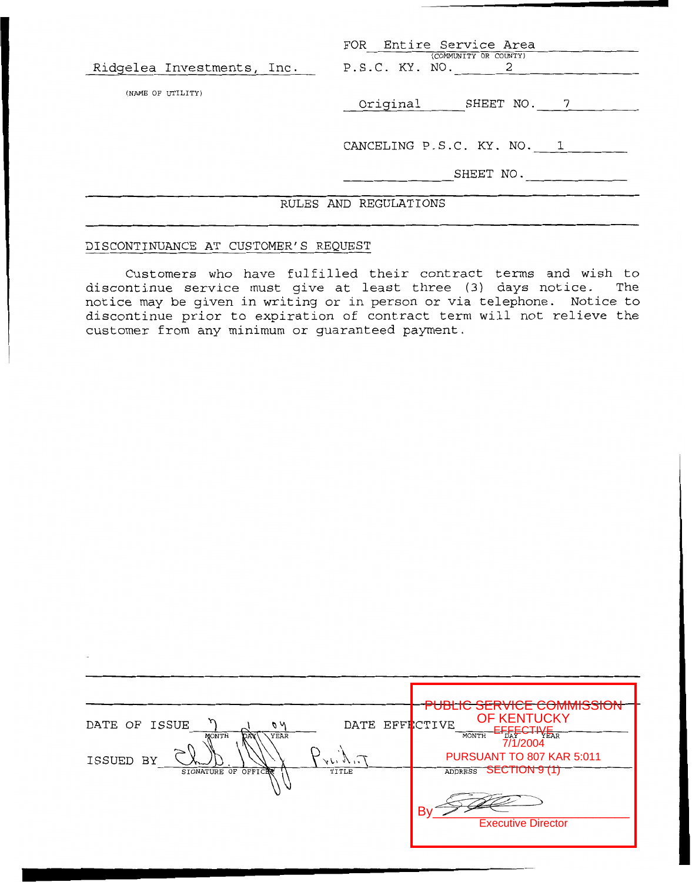Ridgelea Investments, Inc.

(NAME OF UTILITY)

FOR Entire Service Area
(COMMUNITY OR COUNTY)

P.S.C. KY. NO. 2

Original SHEET NO. 7

CANCELING P.S.C. KY. NO. 1

SHEET NO. 

## RULES AND REGULATIONS

DISCONTINUANCE AT CUSTOMER'S REQUEST

Customers who have fulfilled their contract terms and wish to discontinue service must give at least three (3) days notice. The notice may be given in writing or in person or via telephone. Notice to discontinue prior to expiration of contract term will not relieve the customer from any minimum or guaranteed payment.

DATE OF ISSUE 7 1 04
MONTH DAY YEAR

DATE EFFECTIVE
MONTH DAY YEAR

ISSUED BY
SIGNATURE OF OFFICER

Pres.
TITLE

ADDRESS

~~PUBLIC SERVICE COMMISSION~~
OF KENTUCKY
~~EFFECTIVE~~
7/1/2004
PURSUANT TO 807 KAR 5:011
~~SECTION 9 (1)~~

By
Executive Director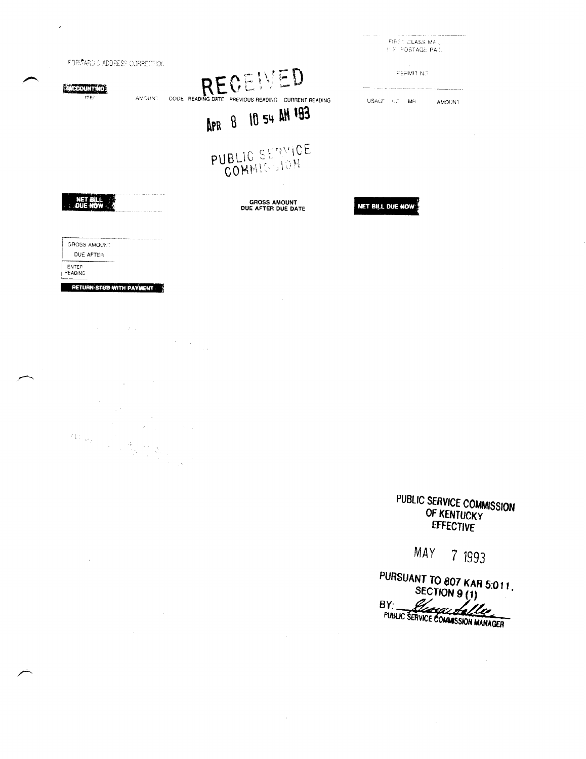FORWARD & ADDRESS CORRECTION

FIRST CLASS MAIL
U.S. POSTAGE PAID

PERMIT NO.

RECEIVED

APR 8 10 54 AM '93

PUBLIC SERVICE COMMISSION

**ACCOUNT NO.**

| ITEM | AMOUNT | CODE | READING DATE | PREVIOUS READING | CURRENT READING | USAGE | UC | MR | AMOUNT |
|---|---|---|---|---|---|---|---|---|---|

**NET BILL DUE NOW**

**GROSS AMOUNT DUE AFTER DUE DATE**

**NET BILL DUE NOW**

GROSS AMOUNT
DUE AFTER

ENTER
READING

**RETURN STUB WITH PAYMENT**

**PUBLIC SERVICE COMMISSION OF KENTUCKY EFFECTIVE**

MAY 7 1993

**PURSUANT TO 807 KAR 5:011, SECTION 9 (1)**

BY: [signature]
PUBLIC SERVICE COMMISSION MANAGER